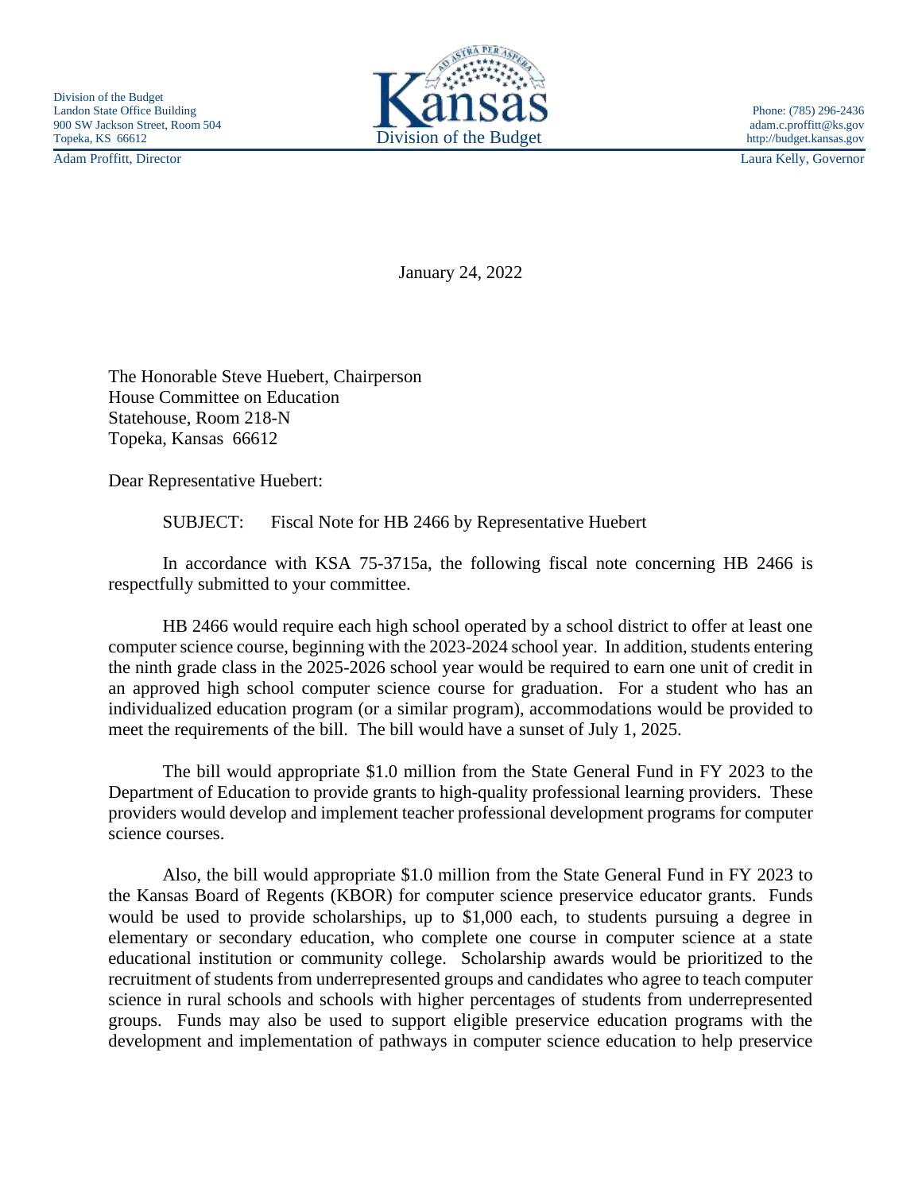Division of the Budget
Landon State Office Building
900 SW Jackson Street, Room 504
Topeka, KS 66612

Kansas
Division of the Budget

Phone: (785) 296-2436
adam.c.proffitt@ks.gov
http://budget.kansas.gov

Adam Proffitt, Director

Laura Kelly, Governor

January 24, 2022

The Honorable Steve Huebert, Chairperson
House Committee on Education
Statehouse, Room 218-N
Topeka, Kansas 66612

Dear Representative Huebert:

SUBJECT: Fiscal Note for HB 2466 by Representative Huebert

In accordance with KSA 75-3715a, the following fiscal note concerning HB 2466 is respectfully submitted to your committee.

HB 2466 would require each high school operated by a school district to offer at least one computer science course, beginning with the 2023-2024 school year. In addition, students entering the ninth grade class in the 2025-2026 school year would be required to earn one unit of credit in an approved high school computer science course for graduation. For a student who has an individualized education program (or a similar program), accommodations would be provided to meet the requirements of the bill. The bill would have a sunset of July 1, 2025.

The bill would appropriate $1.0 million from the State General Fund in FY 2023 to the Department of Education to provide grants to high-quality professional learning providers. These providers would develop and implement teacher professional development programs for computer science courses.

Also, the bill would appropriate $1.0 million from the State General Fund in FY 2023 to the Kansas Board of Regents (KBOR) for computer science preservice educator grants. Funds would be used to provide scholarships, up to $1,000 each, to students pursuing a degree in elementary or secondary education, who complete one course in computer science at a state educational institution or community college. Scholarship awards would be prioritized to the recruitment of students from underrepresented groups and candidates who agree to teach computer science in rural schools and schools with higher percentages of students from underrepresented groups. Funds may also be used to support eligible preservice education programs with the development and implementation of pathways in computer science education to help preservice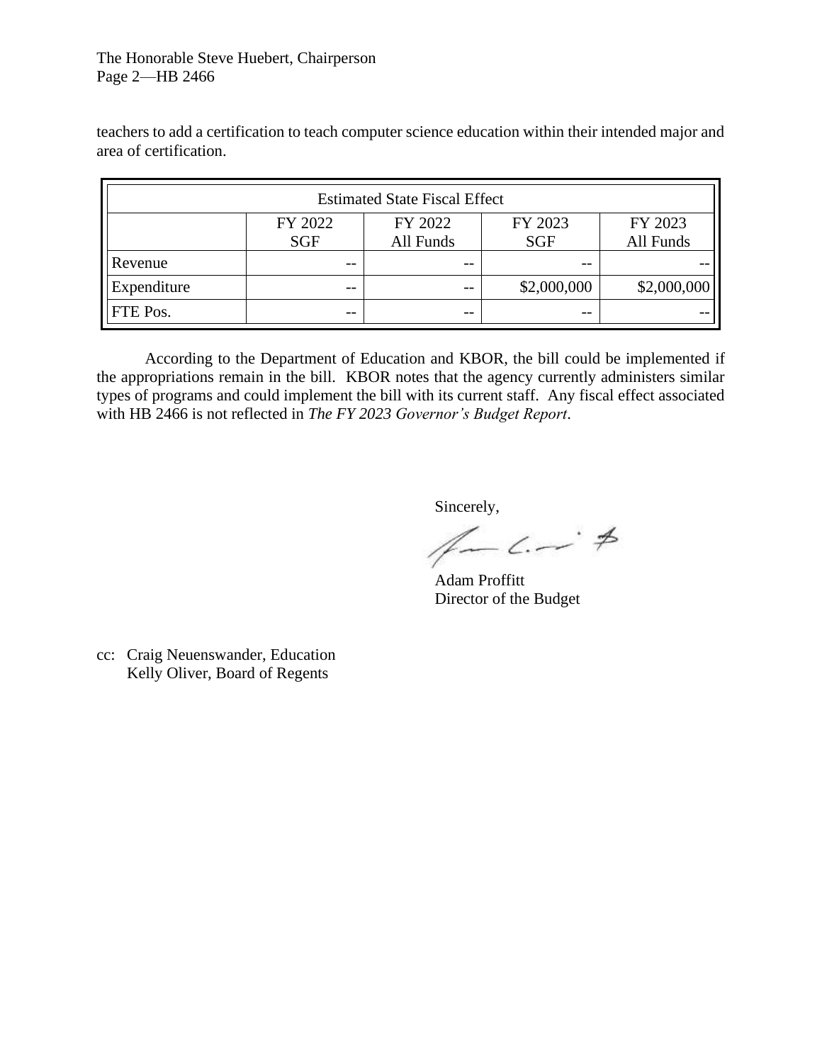teachers to add a certification to teach computer science education within their intended major and area of certification.

| Estimated State Fiscal Effect | | | | |
|---|---|---|---|---|
| | FY 2022 SGF | FY 2022 All Funds | FY 2023 SGF | FY 2023 All Funds |
| Revenue | -- | -- | -- | -- |
| Expenditure | -- | -- | $2,000,000 | $2,000,000 |
| FTE Pos. | -- | -- | -- | -- |

According to the Department of Education and KBOR, the bill could be implemented if the appropriations remain in the bill. KBOR notes that the agency currently administers similar types of programs and could implement the bill with its current staff. Any fiscal effect associated with HB 2466 is not reflected in *The FY 2023 Governor's Budget Report*.

Sincerely,

Adam Proffitt
Director of the Budget

cc: Craig Neuenswander, Education
Kelly Oliver, Board of Regents